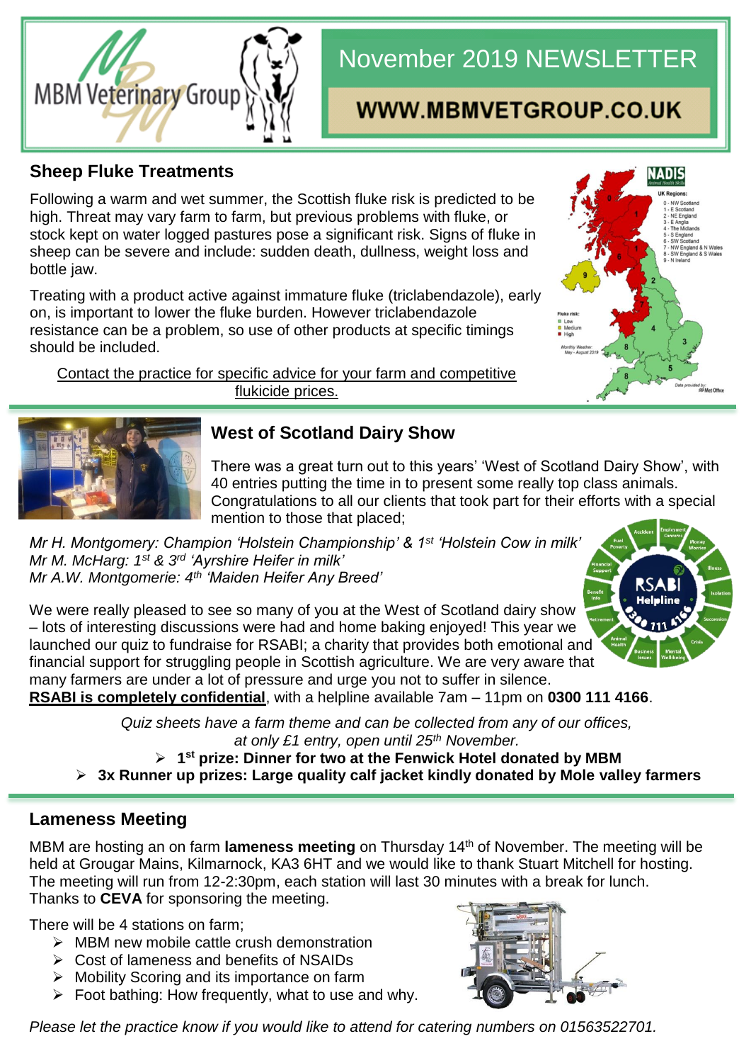MBM Veterinary Group

# November 2019 NEWSLETTER

## WWW.MBMVETGROUP.CO.UK

## Sheep Fluke Treatments

Following a warm and wet summer, the Scottish fluke risk is predicted to be high. Threat may vary farm to farm, but previous problems with fluke, or stock kept on water logged pastures pose a significant risk. Signs of fluke in sheep can be severe and include: sudden death, dullness, weight loss and bottle jaw.

Treating with a product active against immature fluke (triclabendazole), early on, is important to lower the fluke burden. However triclabendazole resistance can be a problem, so use of other products at specific timings should be included.

Contact the practice for specific advice for your farm and competitive flukicide prices.

## West of Scotland Dairy Show

There was a great turn out to this years' 'West of Scotland Dairy Show', with 40 entries putting the time in to present some really top class animals. Congratulations to all our clients that took part for their efforts with a special mention to those that placed;

*Mr H. Montgomery: Champion 'Holstein Championship' & 1st 'Holstein Cow in milk'*
*Mr M. McHarg: 1st & 3rd 'Ayrshire Heifer in milk'*
*Mr A.W. Montgomerie: 4th 'Maiden Heifer Any Breed'*

We were really pleased to see so many of you at the West of Scotland dairy show – lots of interesting discussions were had and home baking enjoyed! This year we launched our quiz to fundraise for RSABI; a charity that provides both emotional and financial support for struggling people in Scottish agriculture. We are very aware that many farmers are under a lot of pressure and urge you not to suffer in silence. **RSABI is completely confidential**, with a helpline available 7am – 11pm on **0300 111 4166**.

*Quiz sheets have a farm theme and can be collected from any of our offices, at only £1 entry, open until 25th November.*

- **1st prize: Dinner for two at the Fenwick Hotel donated by MBM**
- **3x Runner up prizes: Large quality calf jacket kindly donated by Mole valley farmers**

## Lameness Meeting

MBM are hosting an on farm **lameness meeting** on Thursday 14th of November. The meeting will be held at Grougar Mains, Kilmarnock, KA3 6HT and we would like to thank Stuart Mitchell for hosting. The meeting will run from 12-2:30pm, each station will last 30 minutes with a break for lunch. Thanks to **CEVA** for sponsoring the meeting.

There will be 4 stations on farm;

- MBM new mobile cattle crush demonstration
- Cost of lameness and benefits of NSAIDs
- Mobility Scoring and its importance on farm
- Foot bathing: How frequently, what to use and why.

*Please let the practice know if you would like to attend for catering numbers on 01563522701.*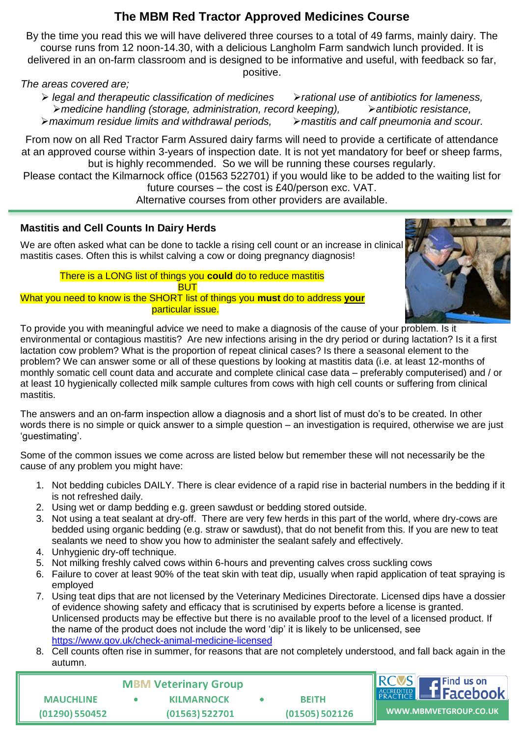# The MBM Red Tractor Approved Medicines Course

By the time you read this we will have delivered three courses to a total of 49 farms, mainly dairy. The course runs from 12 noon-14.30, with a delicious Langholm Farm sandwich lunch provided. It is delivered in an on-farm classroom and is designed to be informative and useful, with feedback so far, positive.

*The areas covered are;*

- *legal and therapeutic classification of medicines*
- *rational use of antibiotics for lameness,*
- *medicine handling (storage, administration, record keeping),*
- *antibiotic resistance,*
- *maximum residue limits and withdrawal periods,*
- *mastitis and calf pneumonia and scour.*

From now on all Red Tractor Farm Assured dairy farms will need to provide a certificate of attendance at an approved course within 3-years of inspection date. It is not yet mandatory for beef or sheep farms, but is highly recommended. So we will be running these courses regularly.

Please contact the Kilmarnock office (01563 522701) if you would like to be added to the waiting list for future courses – the cost is £40/person exc. VAT.

Alternative courses from other providers are available.

## Mastitis and Cell Counts In Dairy Herds

We are often asked what can be done to tackle a rising cell count or an increase in clinical mastitis cases. Often this is whilst calving a cow or doing pregnancy diagnosis!

There is a LONG list of things you **could** do to reduce mastitis
BUT
What you need to know is the SHORT list of things you **must** do to address **your** particular issue.

To provide you with meaningful advice we need to make a diagnosis of the cause of your problem. Is it environmental or contagious mastitis? Are new infections arising in the dry period or during lactation? Is it a first lactation cow problem? What is the proportion of repeat clinical cases? Is there a seasonal element to the problem? We can answer some or all of these questions by looking at mastitis data (i.e. at least 12-months of monthly somatic cell count data and accurate and complete clinical case data – preferably computerised) and / or at least 10 hygienically collected milk sample cultures from cows with high cell counts or suffering from clinical mastitis.

The answers and an on-farm inspection allow a diagnosis and a short list of must do's to be created. In other words there is no simple or quick answer to a simple question – an investigation is required, otherwise we are just 'guestimating'.

Some of the common issues we come across are listed below but remember these will not necessarily be the cause of any problem you might have:

1. Not bedding cubicles DAILY. There is clear evidence of a rapid rise in bacterial numbers in the bedding if it is not refreshed daily.
2. Using wet or damp bedding e.g. green sawdust or bedding stored outside.
3. Not using a teat sealant at dry-off. There are very few herds in this part of the world, where dry-cows are bedded using organic bedding (e.g. straw or sawdust), that do not benefit from this. If you are new to teat sealants we need to show you how to administer the sealant safely and effectively.
4. Unhygienic dry-off technique.
5. Not milking freshly calved cows within 6-hours and preventing calves cross suckling cows
6. Failure to cover at least 90% of the teat skin with teat dip, usually when rapid application of teat spraying is employed
7. Using teat dips that are not licensed by the Veterinary Medicines Directorate. Licensed dips have a dossier of evidence showing safety and efficacy that is scrutinised by experts before a license is granted. Unlicensed products may be effective but there is no available proof to the level of a licensed product. If the name of the product does not include the word 'dip' it is likely to be unlicensed, see https://www.gov.uk/check-animal-medicine-licensed
8. Cell counts often rise in summer, for reasons that are not completely understood, and fall back again in the autumn.

MBM Veterinary Group
MAUCHLINE (01290) 550452 • KILMARNOCK (01563) 522701 • BEITH (01505) 502126

RCVS Accredited Practice
Find us on Facebook
WWW.MBMVETGROUP.CO.UK